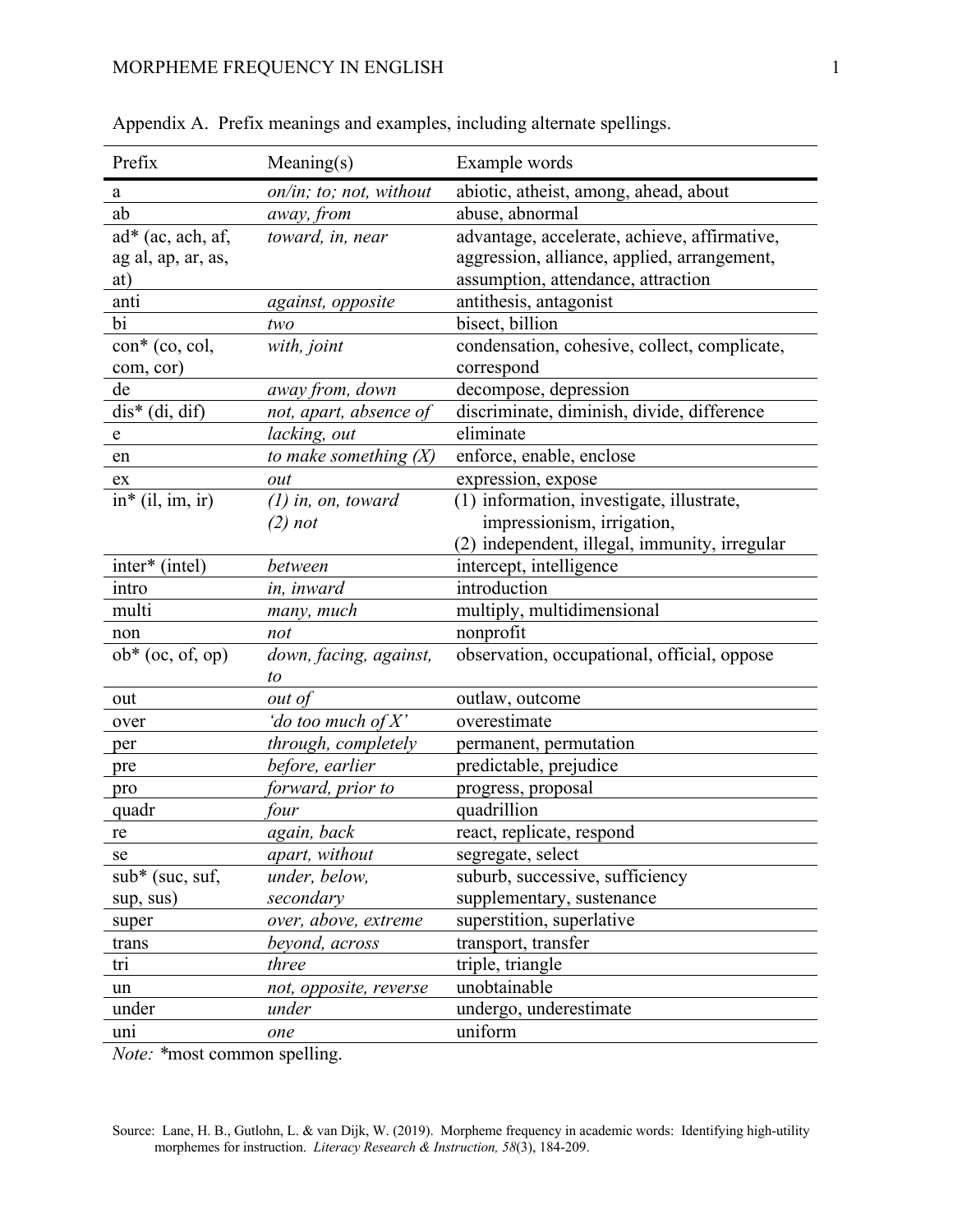Appendix A. Prefix meanings and examples, including alternate spellings.

| Prefix | Meaning(s) | Example words |
|---|---|---|
| a | *on/in; to; not, without* | abiotic, atheist, among, ahead, about |
| ab | *away, from* | abuse, abnormal |
| ad* (ac, ach, af, ag al, ap, ar, as, at) | *toward, in, near* | advantage, accelerate, achieve, affirmative, aggression, alliance, applied, arrangement, assumption, attendance, attraction |
| anti | *against, opposite* | antithesis, antagonist |
| bi | *two* | bisect, billion |
| con* (co, col, com, cor) | *with, joint* | condensation, cohesive, collect, complicate, correspond |
| de | *away from, down* | decompose, depression |
| dis* (di, dif) | *not, apart, absence of* | discriminate, diminish, divide, difference |
| e | *lacking, out* | eliminate |
| en | *to make something (X)* | enforce, enable, enclose |
| ex | *out* | expression, expose |
| in* (il, im, ir) | *(1) in, on, toward* *(2) not* | (1) information, investigate, illustrate, impressionism, irrigation, (2) independent, illegal, immunity, irregular |
| inter* (intel) | *between* | intercept, intelligence |
| intro | *in, inward* | introduction |
| multi | *many, much* | multiply, multidimensional |
| non | *not* | nonprofit |
| ob* (oc, of, op) | *down, facing, against, to* | observation, occupational, official, oppose |
| out | *out of* | outlaw, outcome |
| over | *'do too much of X'* | overestimate |
| per | *through, completely* | permanent, permutation |
| pre | *before, earlier* | predictable, prejudice |
| pro | *forward, prior to* | progress, proposal |
| quadr | *four* | quadrillion |
| re | *again, back* | react, replicate, respond |
| se | *apart, without* | segregate, select |
| sub* (suc, suf, sup, sus) | *under, below, secondary* | suburb, successive, sufficiency supplementary, sustenance |
| super | *over, above, extreme* | superstition, superlative |
| trans | *beyond, across* | transport, transfer |
| tri | *three* | triple, triangle |
| un | *not, opposite, reverse* | unobtainable |
| under | *under* | undergo, underestimate |
| uni | *one* | uniform |

*Note:* *most common spelling.

Source: Lane, H. B., Gutlohn, L. & van Dijk, W. (2019). Morpheme frequency in academic words: Identifying high-utility morphemes for instruction. *Literacy Research & Instruction, 58*(3), 184-209.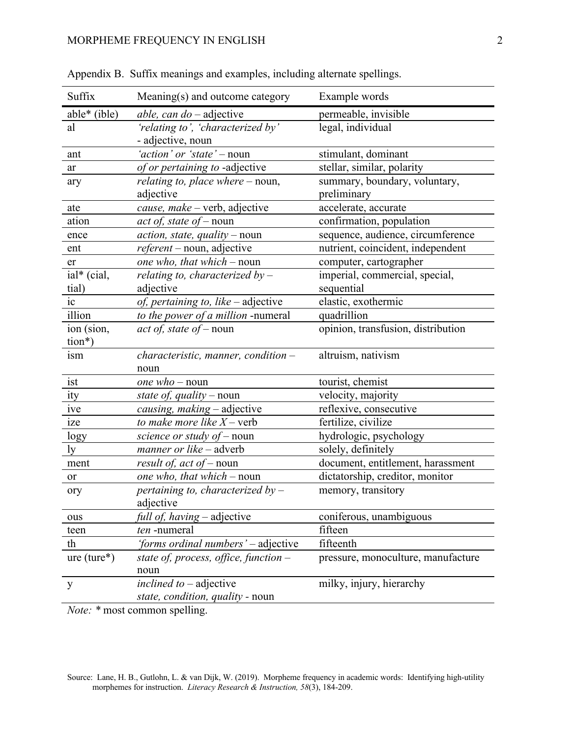Appendix B. Suffix meanings and examples, including alternate spellings.

| Suffix | Meaning(s) and outcome category | Example words |
|---|---|---|
| able* (ible) | *able, can do* – adjective | permeable, invisible |
| al | *'relating to', 'characterized by'* - adjective, noun | legal, individual |
| ant | *'action' or 'state'* – noun | stimulant, dominant |
| ar | *of or pertaining to* -adjective | stellar, similar, polarity |
| ary | *relating to, place where* – noun, adjective | summary, boundary, voluntary, preliminary |
| ate | *cause, make* – verb, adjective | accelerate, accurate |
| ation | *act of, state of* – noun | confirmation, population |
| ence | *action, state, quality* – noun | sequence, audience, circumference |
| ent | *referent* – noun, adjective | nutrient, coincident, independent |
| er | *one who, that which* – noun | computer, cartographer |
| ial* (cial, tial) | *relating to, characterized by* – adjective | imperial, commercial, special, sequential |
| ic | *of, pertaining to, like* – adjective | elastic, exothermic |
| illion | *to the power of a million* -numeral | quadrillion |
| ion (sion, tion*) | *act of, state of* – noun | opinion, transfusion, distribution |
| ism | *characteristic, manner, condition* – noun | altruism, nativism |
| ist | *one who* – noun | tourist, chemist |
| ity | *state of, quality* – noun | velocity, majority |
| ive | *causing, making* – adjective | reflexive, consecutive |
| ize | *to make more like X* – verb | fertilize, civilize |
| logy | *science or study of* – noun | hydrologic, psychology |
| ly | *manner or like* – adverb | solely, definitely |
| ment | *result of, act of* – noun | document, entitlement, harassment |
| or | *one who, that which* – noun | dictatorship, creditor, monitor |
| ory | *pertaining to, characterized by* – adjective | memory, transitory |
| ous | *full of, having* – adjective | coniferous, unambiguous |
| teen | *ten* -numeral | fifteen |
| th | *'forms ordinal numbers'* – adjective | fifteenth |
| ure (ture*) | *state of, process, office, function* – noun | pressure, monoculture, manufacture |
| y | *inclined to* – adjective<br>*state, condition, quality* - noun | milky, injury, hierarchy |

*Note:* * most common spelling.

Source: Lane, H. B., Gutlohn, L. & van Dijk, W. (2019). Morpheme frequency in academic words: Identifying high-utility morphemes for instruction. *Literacy Research & Instruction, 58*(3), 184-209.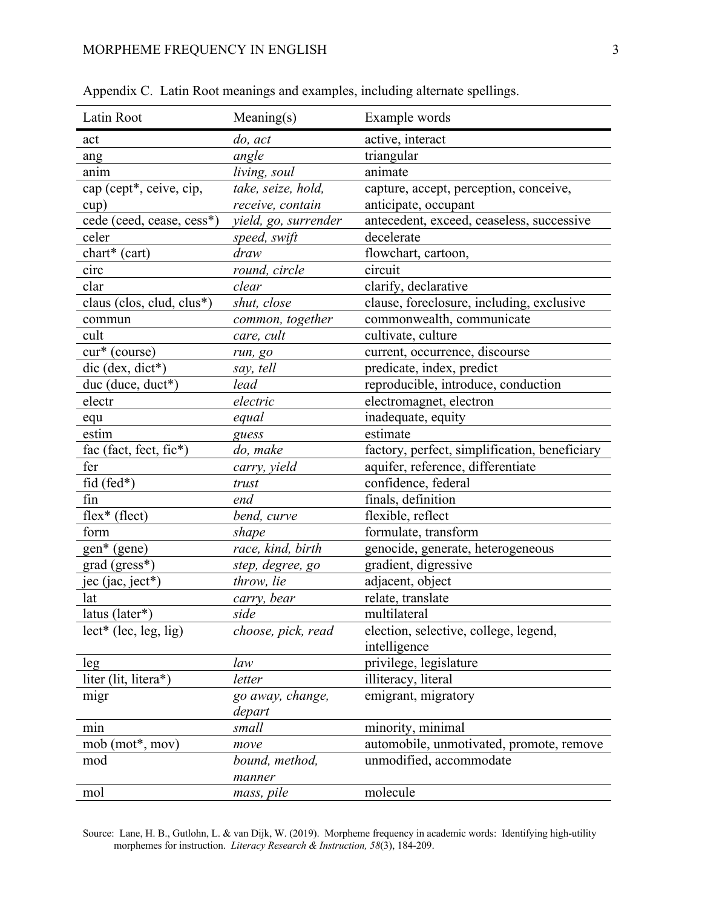Appendix C. Latin Root meanings and examples, including alternate spellings.

| Latin Root | Meaning(s) | Example words |
|---|---|---|
| act | *do, act* | active, interact |
| ang | *angle* | triangular |
| anim | *living, soul* | animate |
| cap (cept*, ceive, cip, cup) | *take, seize, hold, receive, contain* | capture, accept, perception, conceive, anticipate, occupant |
| cede (ceed, cease, cess*) | *yield, go, surrender* | antecedent, exceed, ceaseless, successive |
| celer | *speed, swift* | decelerate |
| chart* (cart) | *draw* | flowchart, cartoon, |
| circ | *round, circle* | circuit |
| clar | *clear* | clarify, declarative |
| claus (clos, clud, clus*) | *shut, close* | clause, foreclosure, including, exclusive |
| commun | *common, together* | commonwealth, communicate |
| cult | *care, cult* | cultivate, culture |
| cur* (course) | *run, go* | current, occurrence, discourse |
| dic (dex, dict*) | *say, tell* | predicate, index, predict |
| duc (duce, duct*) | *lead* | reproducible, introduce, conduction |
| electr | *electric* | electromagnet, electron |
| equ | *equal* | inadequate, equity |
| estim | *guess* | estimate |
| fac (fact, fect, fic*) | *do, make* | factory, perfect, simplification, beneficiary |
| fer | *carry, yield* | aquifer, reference, differentiate |
| fid (fed*) | *trust* | confidence, federal |
| fin | *end* | finals, definition |
| flex* (flect) | *bend, curve* | flexible, reflect |
| form | *shape* | formulate, transform |
| gen* (gene) | *race, kind, birth* | genocide, generate, heterogeneous |
| grad (gress*) | *step, degree, go* | gradient, digressive |
| jec (jac, ject*) | *throw, lie* | adjacent, object |
| lat | *carry, bear* | relate, translate |
| latus (later*) | *side* | multilateral |
| lect* (lec, leg, lig) | *choose, pick, read* | election, selective, college, legend, intelligence |
| leg | *law* | privilege, legislature |
| liter (lit, litera*) | *letter* | illiteracy, literal |
| migr | *go away, change, depart* | emigrant, migratory |
| min | *small* | minority, minimal |
| mob (mot*, mov) | *move* | automobile, unmotivated, promote, remove |
| mod | *bound, method, manner* | unmodified, accommodate |
| mol | *mass, pile* | molecule |

Source: Lane, H. B., Gutlohn, L. & van Dijk, W. (2019). Morpheme frequency in academic words: Identifying high-utility morphemes for instruction. *Literacy Research & Instruction, 58*(3), 184-209.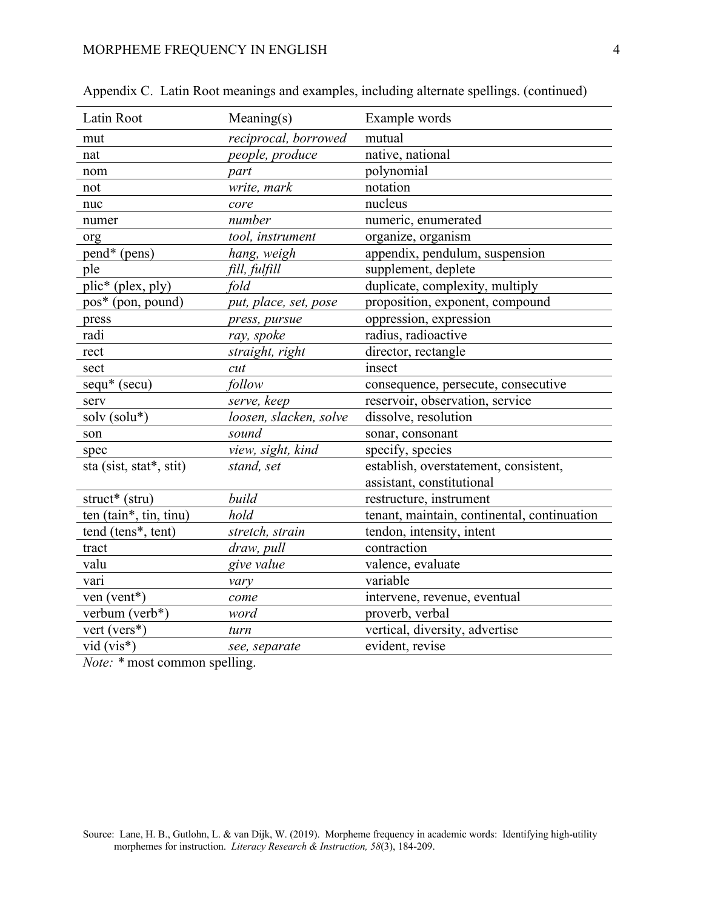Appendix C. Latin Root meanings and examples, including alternate spellings. (continued)

| Latin Root | Meaning(s) | Example words |
|---|---|---|
| mut | *reciprocal, borrowed* | mutual |
| nat | *people, produce* | native, national |
| nom | *part* | polynomial |
| not | *write, mark* | notation |
| nuc | *core* | nucleus |
| numer | *number* | numeric, enumerated |
| org | *tool, instrument* | organize, organism |
| pend* (pens) | *hang, weigh* | appendix, pendulum, suspension |
| ple | *fill, fulfill* | supplement, deplete |
| plic* (plex, ply) | *fold* | duplicate, complexity, multiply |
| pos* (pon, pound) | *put, place, set, pose* | proposition, exponent, compound |
| press | *press, pursue* | oppression, expression |
| radi | *ray, spoke* | radius, radioactive |
| rect | *straight, right* | director, rectangle |
| sect | *cut* | insect |
| sequ* (secu) | *follow* | consequence, persecute, consecutive |
| serv | *serve, keep* | reservoir, observation, service |
| solv (solu*) | *loosen, slacken, solve* | dissolve, resolution |
| son | *sound* | sonar, consonant |
| spec | *view, sight, kind* | specify, species |
| sta (sist, stat*, stit) | *stand, set* | establish, overstatement, consistent, assistant, constitutional |
| struct* (stru) | *build* | restructure, instrument |
| ten (tain*, tin, tinu) | *hold* | tenant, maintain, continental, continuation |
| tend (tens*, tent) | *stretch, strain* | tendon, intensity, intent |
| tract | *draw, pull* | contraction |
| valu | *give value* | valence, evaluate |
| vari | *vary* | variable |
| ven (vent*) | *come* | intervene, revenue, eventual |
| verbum (verb*) | *word* | proverb, verbal |
| vert (vers*) | *turn* | vertical, diversity, advertise |
| vid (vis*) | *see, separate* | evident, revise |

*Note:* * most common spelling.

Source: Lane, H. B., Gutlohn, L. & van Dijk, W. (2019). Morpheme frequency in academic words: Identifying high-utility morphemes for instruction. *Literacy Research & Instruction, 58*(3), 184-209.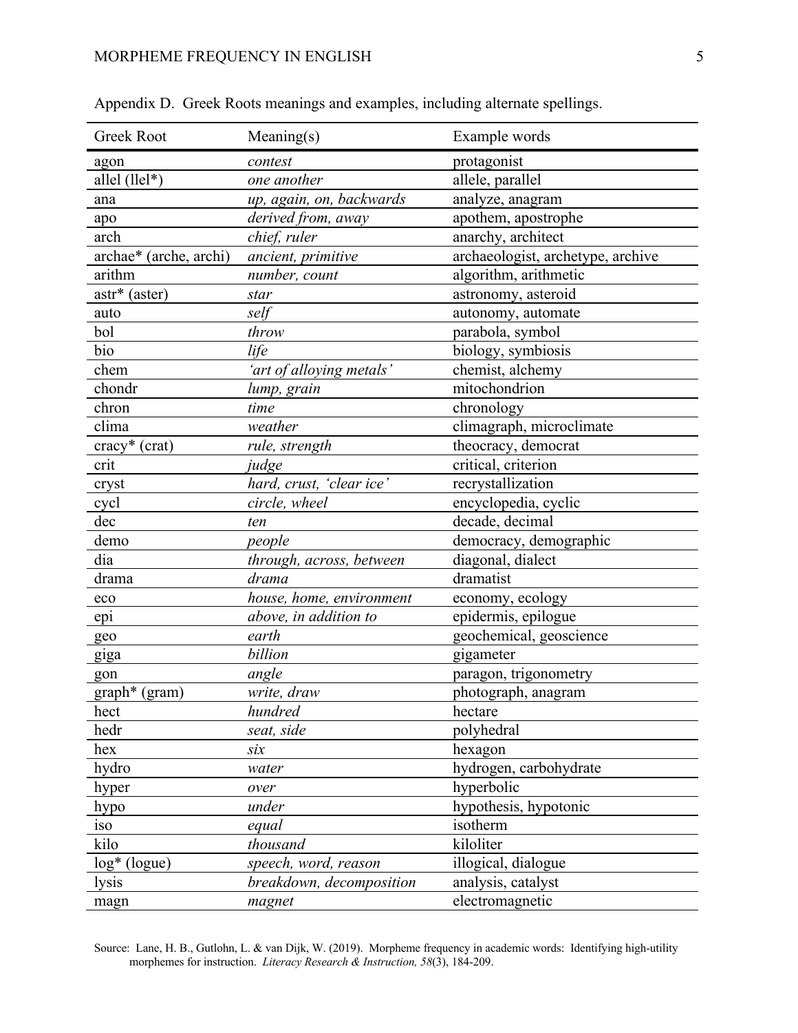Appendix D. Greek Roots meanings and examples, including alternate spellings.

| Greek Root | Meaning(s) | Example words |
| --- | --- | --- |
| agon | *contest* | protagonist |
| allel (llel*) | *one another* | allele, parallel |
| ana | *up, again, on, backwards* | analyze, anagram |
| apo | *derived from, away* | apothem, apostrophe |
| arch | *chief, ruler* | anarchy, architect |
| archae* (arche, archi) | *ancient, primitive* | archaeologist, archetype, archive |
| arithm | *number, count* | algorithm, arithmetic |
| astr* (aster) | *star* | astronomy, asteroid |
| auto | *self* | autonomy, automate |
| bol | *throw* | parabola, symbol |
| bio | *life* | biology, symbiosis |
| chem | *'art of alloying metals'* | chemist, alchemy |
| chondr | *lump, grain* | mitochondrion |
| chron | *time* | chronology |
| clima | *weather* | climagraph, microclimate |
| cracy* (crat) | *rule, strength* | theocracy, democrat |
| crit | *judge* | critical, criterion |
| cryst | *hard, crust, 'clear ice'* | recrystallization |
| cycl | *circle, wheel* | encyclopedia, cyclic |
| dec | *ten* | decade, decimal |
| demo | *people* | democracy, demographic |
| dia | *through, across, between* | diagonal, dialect |
| drama | *drama* | dramatist |
| eco | *house, home, environment* | economy, ecology |
| epi | *above, in addition to* | epidermis, epilogue |
| geo | *earth* | geochemical, geoscience |
| giga | *billion* | gigameter |
| gon | *angle* | paragon, trigonometry |
| graph* (gram) | *write, draw* | photograph, anagram |
| hect | *hundred* | hectare |
| hedr | *seat, side* | polyhedral |
| hex | *six* | hexagon |
| hydro | *water* | hydrogen, carbohydrate |
| hyper | *over* | hyperbolic |
| hypo | *under* | hypothesis, hypotonic |
| iso | *equal* | isotherm |
| kilo | *thousand* | kiloliter |
| log* (logue) | *speech, word, reason* | illogical, dialogue |
| lysis | *breakdown, decomposition* | analysis, catalyst |
| magn | *magnet* | electromagnetic |

Source: Lane, H. B., Gutlohn, L. & van Dijk, W. (2019). Morpheme frequency in academic words: Identifying high-utility morphemes for instruction. *Literacy Research & Instruction, 58*(3), 184-209.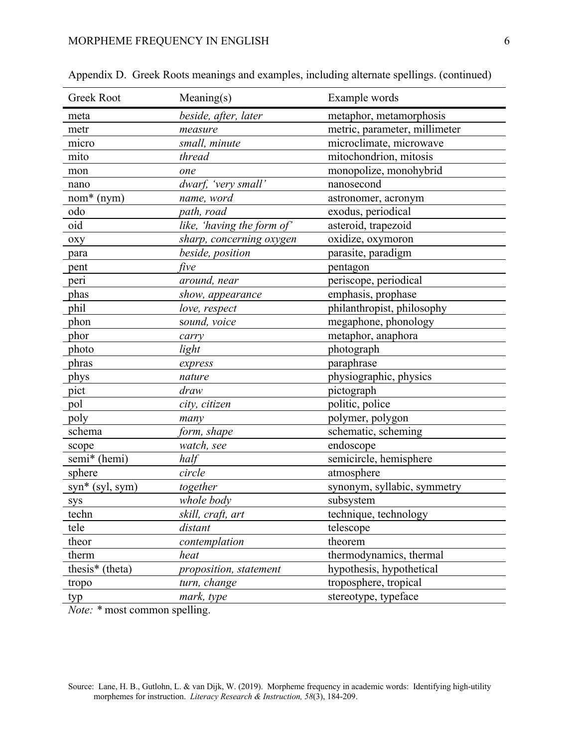Appendix D. Greek Roots meanings and examples, including alternate spellings. (continued)

| Greek Root | Meaning(s) | Example words |
|---|---|---|
| meta | *beside, after, later* | metaphor, metamorphosis |
| metr | *measure* | metric, parameter, millimeter |
| micro | *small, minute* | microclimate, microwave |
| mito | *thread* | mitochondrion, mitosis |
| mon | *one* | monopolize, monohybrid |
| nano | *dwarf, 'very small'* | nanosecond |
| nom* (nym) | *name, word* | astronomer, acronym |
| odo | *path, road* | exodus, periodical |
| oid | *like, 'having the form of'* | asteroid, trapezoid |
| oxy | *sharp, concerning oxygen* | oxidize, oxymoron |
| para | *beside, position* | parasite, paradigm |
| pent | *five* | pentagon |
| peri | *around, near* | periscope, periodical |
| phas | *show, appearance* | emphasis, prophase |
| phil | *love, respect* | philanthropist, philosophy |
| phon | *sound, voice* | megaphone, phonology |
| phor | *carry* | metaphor, anaphora |
| photo | *light* | photograph |
| phras | *express* | paraphrase |
| phys | *nature* | physiographic, physics |
| pict | *draw* | pictograph |
| pol | *city, citizen* | politic, police |
| poly | *many* | polymer, polygon |
| schema | *form, shape* | schematic, scheming |
| scope | *watch, see* | endoscope |
| semi* (hemi) | *half* | semicircle, hemisphere |
| sphere | *circle* | atmosphere |
| syn* (syl, sym) | *together* | synonym, syllabic, symmetry |
| sys | *whole body* | subsystem |
| techn | *skill, craft, art* | technique, technology |
| tele | *distant* | telescope |
| theor | *contemplation* | theorem |
| therm | *heat* | thermodynamics, thermal |
| thesis* (theta) | *proposition, statement* | hypothesis, hypothetical |
| tropo | *turn, change* | troposphere, tropical |
| typ | *mark, type* | stereotype, typeface |

*Note:* * most common spelling.

Source: Lane, H. B., Gutlohn, L. & van Dijk, W. (2019). Morpheme frequency in academic words: Identifying high-utility morphemes for instruction. *Literacy Research & Instruction, 58*(3), 184-209.